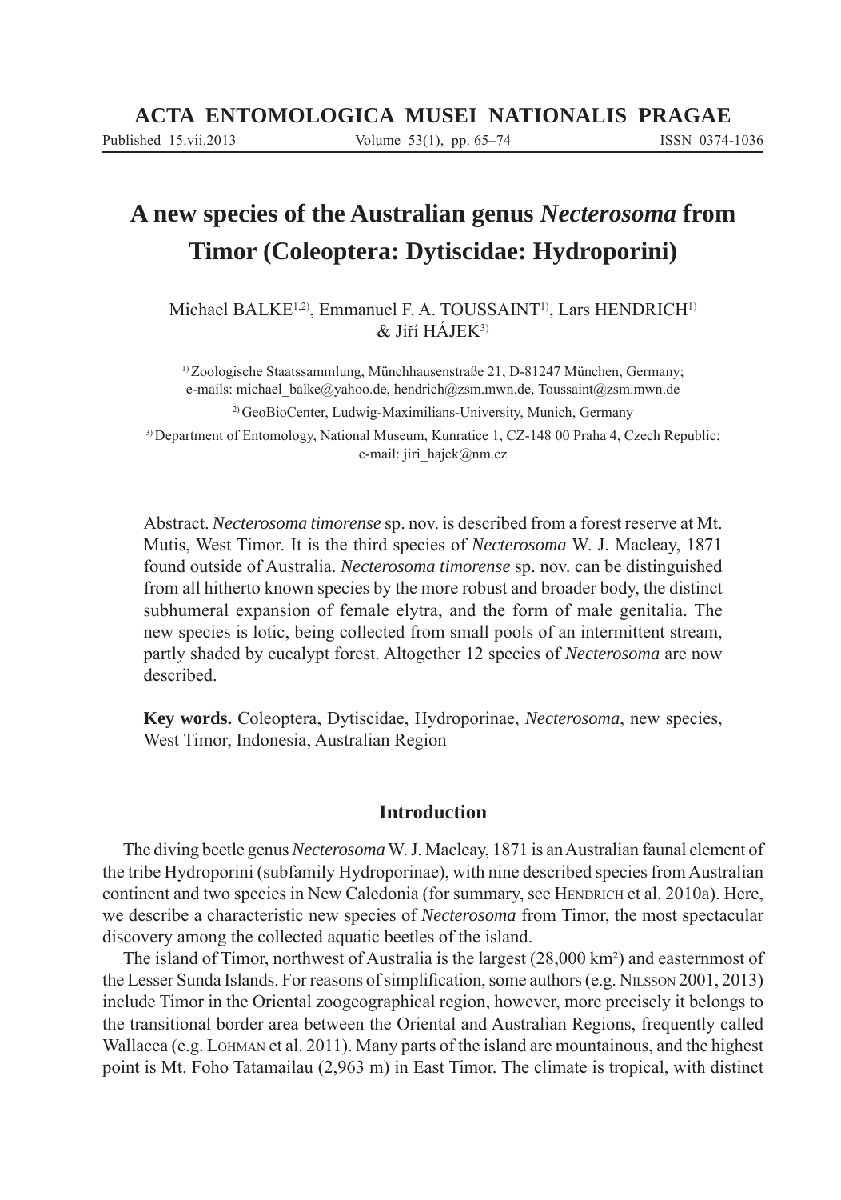# A new species of the Australian genus *Necterosoma* from Timor (Coleoptera: Dytiscidae: Hydroporini)

Michael BALKE[1,2], Emmanuel F. A. TOUSSAINT[1], Lars HENDRICH[1] & Jiří HÁJEK[3]

[1] Zoologische Staatssammlung, Münchhausenstraße 21, D-81247 München, Germany; e-mails: michael_balke@yahoo.de, hendrich@zsm.mwn.de, Toussaint@zsm.mwn.de

[2] GeoBioCenter, Ludwig-Maximilians-University, Munich, Germany

[3] Department of Entomology, National Museum, Kunratice 1, CZ-148 00 Praha 4, Czech Republic; e-mail: jiri_hajek@nm.cz

Abstract. *Necterosoma timorense* sp. nov. is described from a forest reserve at Mt. Mutis, West Timor. It is the third species of *Necterosoma* W. J. Macleay, 1871 found outside of Australia. *Necterosoma timorense* sp. nov. can be distinguished from all hitherto known species by the more robust and broader body, the distinct subhumeral expansion of female elytra, and the form of male genitalia. The new species is lotic, being collected from small pools of an intermittent stream, partly shaded by eucalypt forest. Altogether 12 species of *Necterosoma* are now described.

**Key words.** Coleoptera, Dytiscidae, Hydroporinae, *Necterosoma*, new species, West Timor, Indonesia, Australian Region

## Introduction

The diving beetle genus *Necterosoma* W. J. Macleay, 1871 is an Australian faunal element of the tribe Hydroporini (subfamily Hydroporinae), with nine described species from Australian continent and two species in New Caledonia (for summary, see Hendrich et al. 2010a). Here, we describe a characteristic new species of *Necterosoma* from Timor, the most spectacular discovery among the collected aquatic beetles of the island.

The island of Timor, northwest of Australia is the largest (28,000 km²) and easternmost of the Lesser Sunda Islands. For reasons of simplification, some authors (e.g. Nilsson 2001, 2013) include Timor in the Oriental zoogeographical region, however, more precisely it belongs to the transitional border area between the Oriental and Australian Regions, frequently called Wallacea (e.g. Lohman et al. 2011). Many parts of the island are mountainous, and the highest point is Mt. Foho Tatamailau (2,963 m) in East Timor. The climate is tropical, with distinct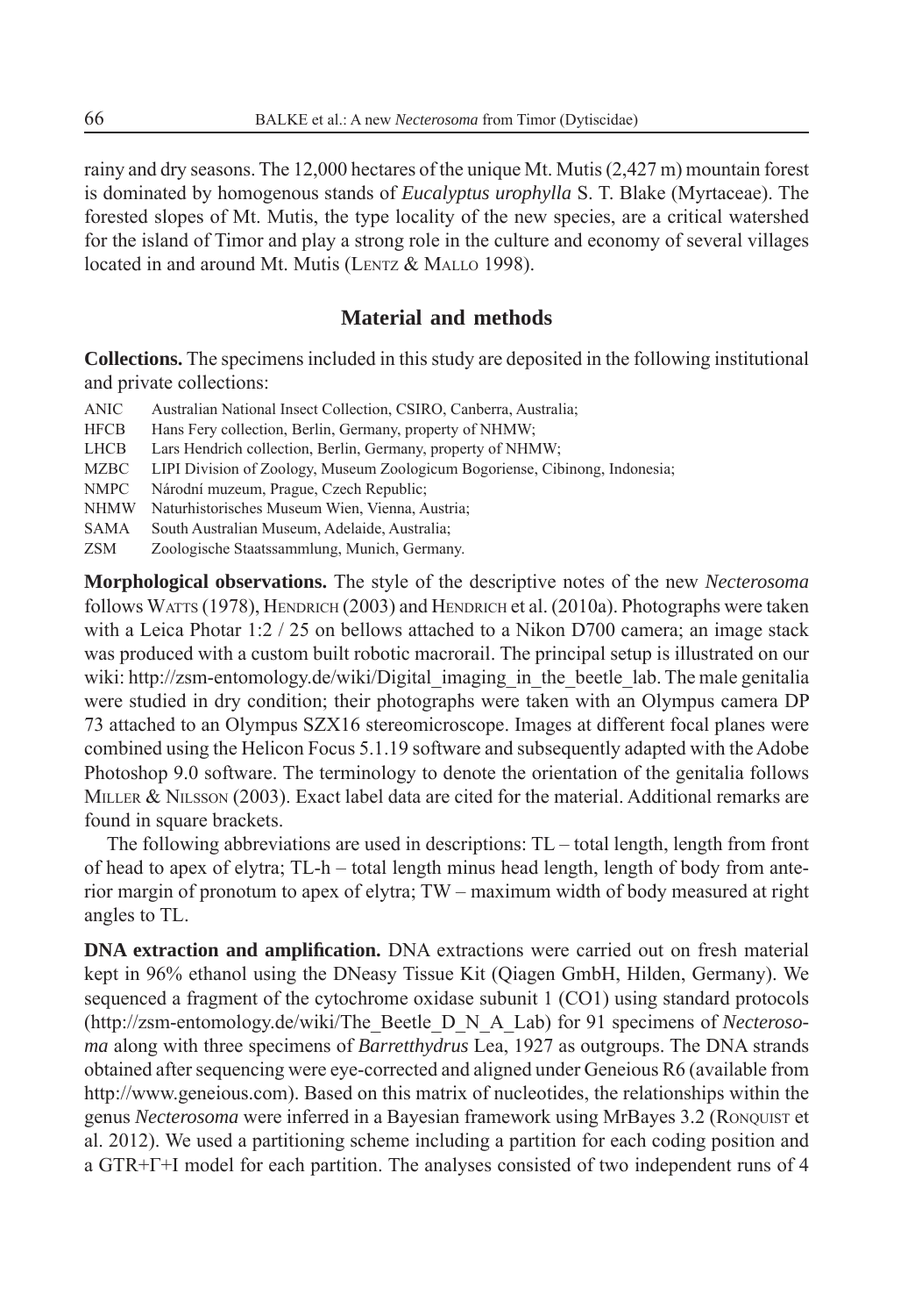rainy and dry seasons. The 12,000 hectares of the unique Mt. Mutis (2,427 m) mountain forest is dominated by homogenous stands of *Eucalyptus urophylla* S. T. Blake (Myrtaceae). The forested slopes of Mt. Mutis, the type locality of the new species, are a critical watershed for the island of Timor and play a strong role in the culture and economy of several villages located in and around Mt. Mutis (Lentz & Mallo 1998).

## Material and methods

**Collections.** The specimens included in this study are deposited in the following institutional and private collections:

- ANIC Australian National Insect Collection, CSIRO, Canberra, Australia;
- HFCB Hans Fery collection, Berlin, Germany, property of NHMW;
- LHCB Lars Hendrich collection, Berlin, Germany, property of NHMW;
- MZBC LIPI Division of Zoology, Museum Zoologicum Bogoriense, Cibinong, Indonesia;
- NMPC Národní muzeum, Prague, Czech Republic;
- NHMW Naturhistorisches Museum Wien, Vienna, Austria;
- SAMA South Australian Museum, Adelaide, Australia;
- ZSM Zoologische Staatssammlung, Munich, Germany.

**Morphological observations.** The style of the descriptive notes of the new *Necterosoma* follows Watts (1978), Hendrich (2003) and Hendrich et al. (2010a). Photographs were taken with a Leica Photar 1:2 / 25 on bellows attached to a Nikon D700 camera; an image stack was produced with a custom built robotic macrorail. The principal setup is illustrated on our wiki: http://zsm-entomology.de/wiki/Digital_imaging_in_the_beetle_lab. The male genitalia were studied in dry condition; their photographs were taken with an Olympus camera DP 73 attached to an Olympus SZX16 stereomicroscope. Images at different focal planes were combined using the Helicon Focus 5.1.19 software and subsequently adapted with the Adobe Photoshop 9.0 software. The terminology to denote the orientation of the genitalia follows Miller & Nilsson (2003). Exact label data are cited for the material. Additional remarks are found in square brackets.

The following abbreviations are used in descriptions: TL – total length, length from front of head to apex of elytra; TL-h – total length minus head length, length of body from anterior margin of pronotum to apex of elytra; TW – maximum width of body measured at right angles to TL.

**DNA extraction and amplification.** DNA extractions were carried out on fresh material kept in 96% ethanol using the DNeasy Tissue Kit (Qiagen GmbH, Hilden, Germany). We sequenced a fragment of the cytochrome oxidase subunit 1 (CO1) using standard protocols (http://zsm-entomology.de/wiki/The_Beetle_D_N_A_Lab) for 91 specimens of *Necterosoma* along with three specimens of *Barretthydrus* Lea, 1927 as outgroups. The DNA strands obtained after sequencing were eye-corrected and aligned under Geneious R6 (available from http://www.geneious.com). Based on this matrix of nucleotides, the relationships within the genus *Necterosoma* were inferred in a Bayesian framework using MrBayes 3.2 (Ronquist et al. 2012). We used a partitioning scheme including a partition for each coding position and a GTR+Γ+I model for each partition. The analyses consisted of two independent runs of 4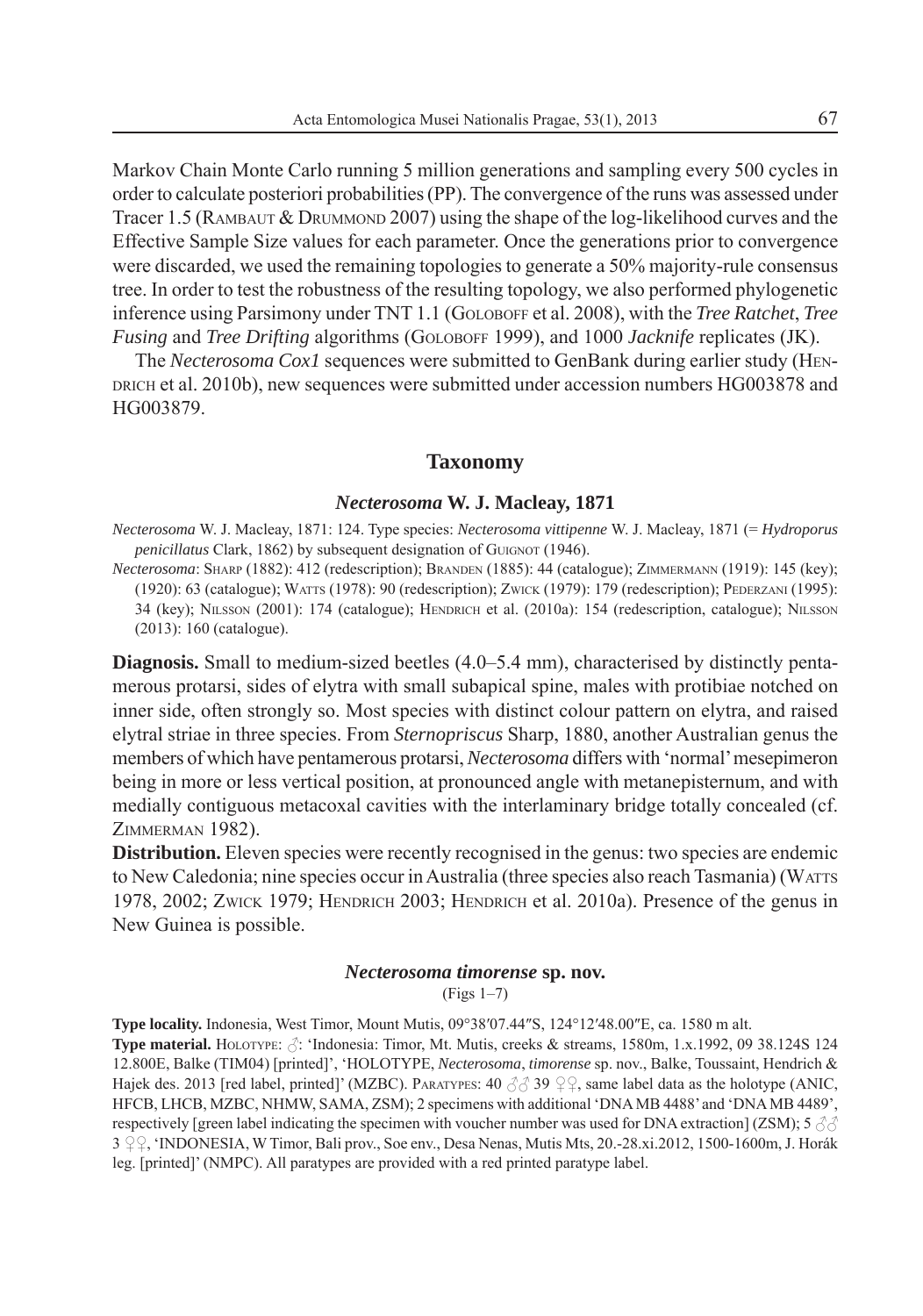Markov Chain Monte Carlo running 5 million generations and sampling every 500 cycles in order to calculate posteriori probabilities (PP). The convergence of the runs was assessed under Tracer 1.5 (Rambaut & Drummond 2007) using the shape of the log-likelihood curves and the Effective Sample Size values for each parameter. Once the generations prior to convergence were discarded, we used the remaining topologies to generate a 50% majority-rule consensus tree. In order to test the robustness of the resulting topology, we also performed phylogenetic inference using Parsimony under TNT 1.1 (Goloboff et al. 2008), with the *Tree Ratchet*, *Tree Fusing* and *Tree Drifting* algorithms (Goloboff 1999), and 1000 *Jacknife* replicates (JK).

The *Necterosoma Cox1* sequences were submitted to GenBank during earlier study (Hendrich et al. 2010b), new sequences were submitted under accession numbers HG003878 and HG003879.

## Taxonomy

### *Necterosoma* W. J. Macleay, 1871

*Necterosoma* W. J. Macleay, 1871: 124. Type species: *Necterosoma vittipenne* W. J. Macleay, 1871 (= *Hydroporus penicillatus* Clark, 1862) by subsequent designation of Guignot (1946).

*Necterosoma*: Sharp (1882): 412 (redescription); Branden (1885): 44 (catalogue); Zimmermann (1919): 145 (key); (1920): 63 (catalogue); Watts (1978): 90 (redescription); Zwick (1979): 179 (redescription); Pederzani (1995): 34 (key); Nilsson (2001): 174 (catalogue); Hendrich et al. (2010a): 154 (redescription, catalogue); Nilsson (2013): 160 (catalogue).

**Diagnosis.** Small to medium-sized beetles (4.0–5.4 mm), characterised by distinctly pentamerous protarsi, sides of elytra with small subapical spine, males with protibiae notched on inner side, often strongly so. Most species with distinct colour pattern on elytra, and raised elytral striae in three species. From *Sternopriscus* Sharp, 1880, another Australian genus the members of which have pentamerous protarsi, *Necterosoma* differs with 'normal' mesepimeron being in more or less vertical position, at pronounced angle with metanepisternum, and with medially contiguous metacoxal cavities with the interlaminary bridge totally concealed (cf. Zimmerman 1982).

**Distribution.** Eleven species were recently recognised in the genus: two species are endemic to New Caledonia; nine species occur in Australia (three species also reach Tasmania) (Watts 1978, 2002; Zwick 1979; Hendrich 2003; Hendrich et al. 2010a). Presence of the genus in New Guinea is possible.

### *Necterosoma timorense* sp. nov.

(Figs 1–7)

**Type locality.** Indonesia, West Timor, Mount Mutis, 09°38′07.44″S, 124°12′48.00″E, ca. 1580 m alt.

**Type material.** Holotype: ♂: 'Indonesia: Timor, Mt. Mutis, creeks & streams, 1580m, 1.x.1992, 09 38.124S 124 12.800E, Balke (TIM04) [printed]', 'HOLOTYPE, *Necterosoma*, *timorense* sp. nov., Balke, Toussaint, Hendrich & Hajek des. 2013 [red label, printed]' (MZBC). Paratypes: 40 ♂♂ 39 ♀♀, same label data as the holotype (ANIC, HFCB, LHCB, MZBC, NHMW, SAMA, ZSM); 2 specimens with additional 'DNA MB 4488' and 'DNA MB 4489', respectively [green label indicating the specimen with voucher number was used for DNA extraction] (ZSM); 5 ♂♂ 3 ♀♀, 'INDONESIA, W Timor, Bali prov., Soe env., Desa Nenas, Mutis Mts, 20.-28.xi.2012, 1500-1600m, J. Horák leg. [printed]' (NMPC). All paratypes are provided with a red printed paratype label.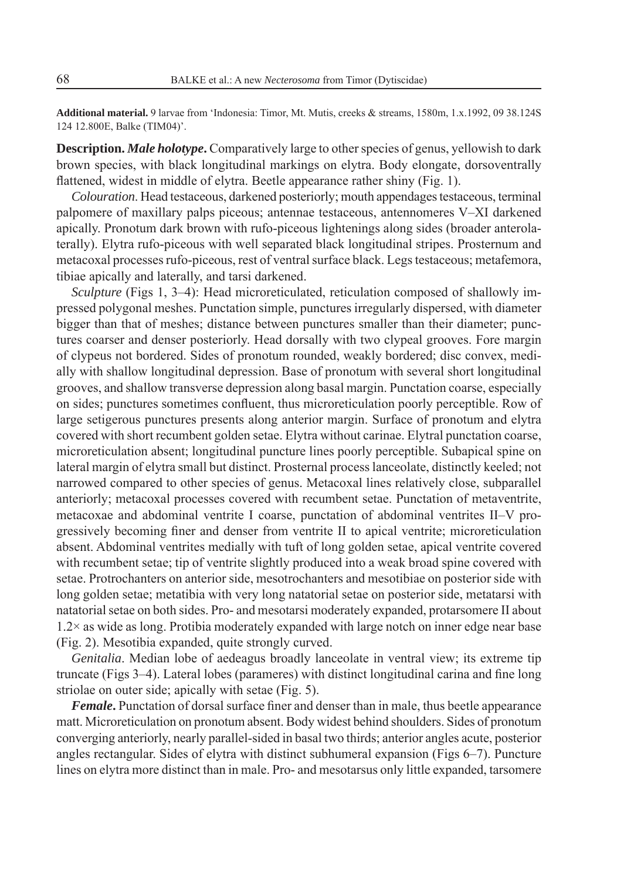**Additional material.** 9 larvae from 'Indonesia: Timor, Mt. Mutis, creeks & streams, 1580m, 1.x.1992, 09 38.124S 124 12.800E, Balke (TIM04)'.

**Description.** ***Male holotype*.** Comparatively large to other species of genus, yellowish to dark brown species, with black longitudinal markings on elytra. Body elongate, dorsoventrally flattened, widest in middle of elytra. Beetle appearance rather shiny (Fig. 1).

*Colouration*. Head testaceous, darkened posteriorly; mouth appendages testaceous, terminal palpomere of maxillary palps piceous; antennae testaceous, antennomeres V–XI darkened apically. Pronotum dark brown with rufo-piceous lightenings along sides (broader anterolaterally). Elytra rufo-piceous with well separated black longitudinal stripes. Prosternum and metacoxal processes rufo-piceous, rest of ventral surface black. Legs testaceous; metafemora, tibiae apically and laterally, and tarsi darkened.

*Sculpture* (Figs 1, 3–4): Head microreticulated, reticulation composed of shallowly impressed polygonal meshes. Punctation simple, punctures irregularly dispersed, with diameter bigger than that of meshes; distance between punctures smaller than their diameter; punctures coarser and denser posteriorly. Head dorsally with two clypeal grooves. Fore margin of clypeus not bordered. Sides of pronotum rounded, weakly bordered; disc convex, medially with shallow longitudinal depression. Base of pronotum with several short longitudinal grooves, and shallow transverse depression along basal margin. Punctation coarse, especially on sides; punctures sometimes confluent, thus microreticulation poorly perceptible. Row of large setigerous punctures presents along anterior margin. Surface of pronotum and elytra covered with short recumbent golden setae. Elytra without carinae. Elytral punctation coarse, microreticulation absent; longitudinal puncture lines poorly perceptible. Subapical spine on lateral margin of elytra small but distinct. Prosternal process lanceolate, distinctly keeled; not narrowed compared to other species of genus. Metacoxal lines relatively close, subparallel anteriorly; metacoxal processes covered with recumbent setae. Punctation of metaventrite, metacoxae and abdominal ventrite I coarse, punctation of abdominal ventrites II–V progressively becoming finer and denser from ventrite II to apical ventrite; microreticulation absent. Abdominal ventrites medially with tuft of long golden setae, apical ventrite covered with recumbent setae; tip of ventrite slightly produced into a weak broad spine covered with setae. Protrochanters on anterior side, mesotrochanters and mesotibiae on posterior side with long golden setae; metatibia with very long natatorial setae on posterior side, metatarsi with natatorial setae on both sides. Pro- and mesotarsi moderately expanded, protarsomere II about 1.2× as wide as long. Protibia moderately expanded with large notch on inner edge near base (Fig. 2). Mesotibia expanded, quite strongly curved.

*Genitalia*. Median lobe of aedeagus broadly lanceolate in ventral view; its extreme tip truncate (Figs 3–4). Lateral lobes (parameres) with distinct longitudinal carina and fine long striolae on outer side; apically with setae (Fig. 5).

***Female*.** Punctation of dorsal surface finer and denser than in male, thus beetle appearance matt. Microreticulation on pronotum absent. Body widest behind shoulders. Sides of pronotum converging anteriorly, nearly parallel-sided in basal two thirds; anterior angles acute, posterior angles rectangular. Sides of elytra with distinct subhumeral expansion (Figs 6–7). Puncture lines on elytra more distinct than in male. Pro- and mesotarsus only little expanded, tarsomere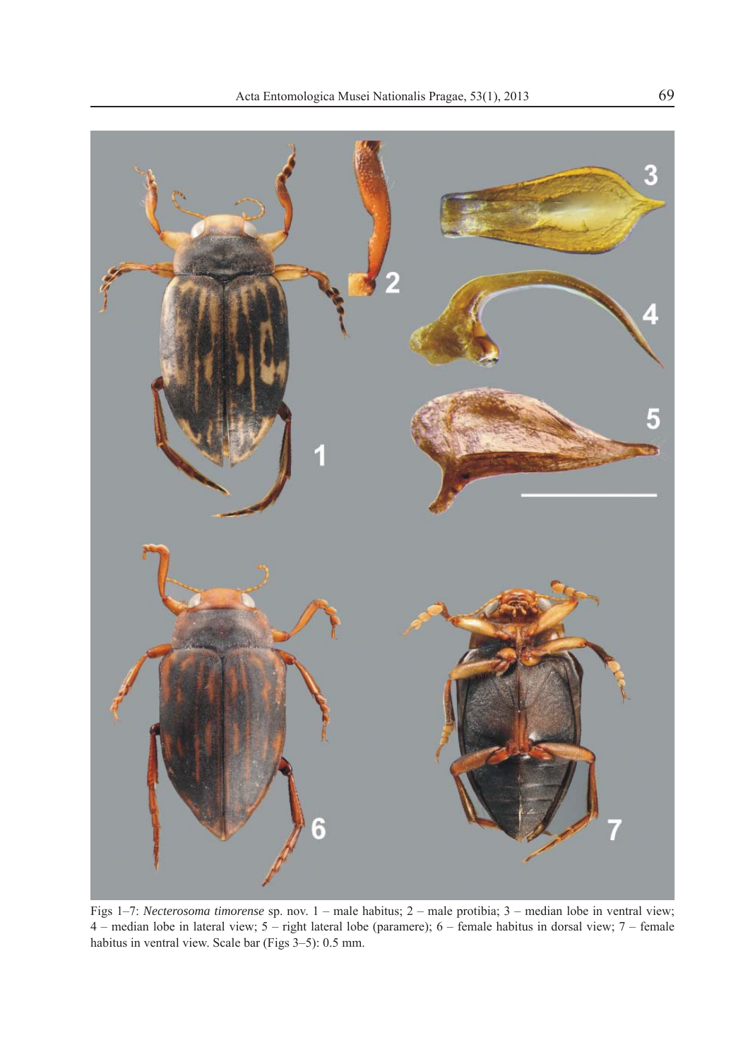Figs 1–7: *Necterosoma timorense* sp. nov. 1 – male habitus; 2 – male protibia; 3 – median lobe in ventral view; 4 – median lobe in lateral view; 5 – right lateral lobe (paramere); 6 – female habitus in dorsal view; 7 – female habitus in ventral view. Scale bar (Figs 3–5): 0.5 mm.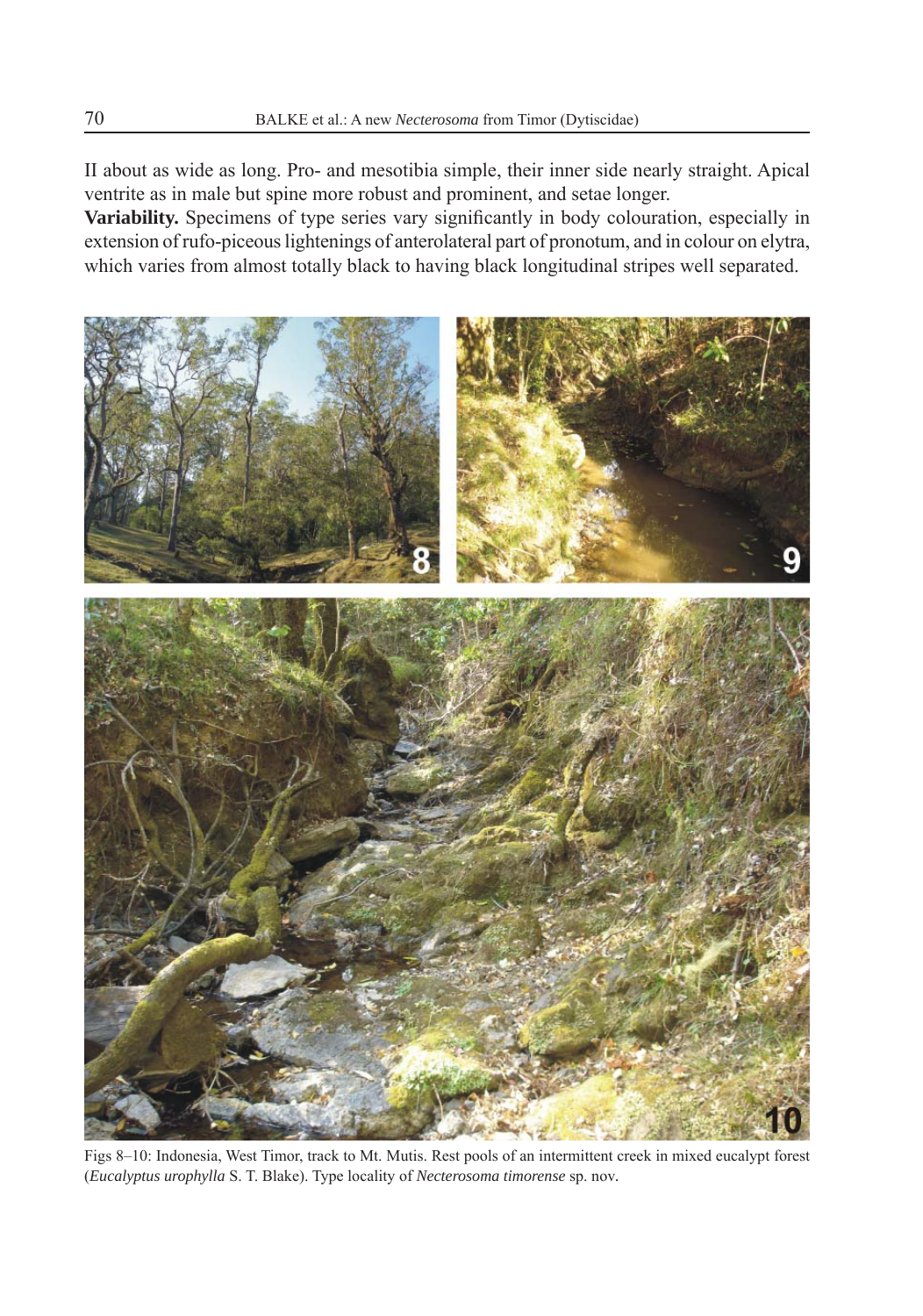II about as wide as long. Pro- and mesotibia simple, their inner side nearly straight. Apical ventrite as in male but spine more robust and prominent, and setae longer.

**Variability.** Specimens of type series vary significantly in body colouration, especially in extension of rufo-piceous lightenings of anterolateral part of pronotum, and in colour on elytra, which varies from almost totally black to having black longitudinal stripes well separated.

Figs 8–10: Indonesia, West Timor, track to Mt. Mutis. Rest pools of an intermittent creek in mixed eucalypt forest (*Eucalyptus urophylla* S. T. Blake). Type locality of *Necterosoma timorense* sp. nov.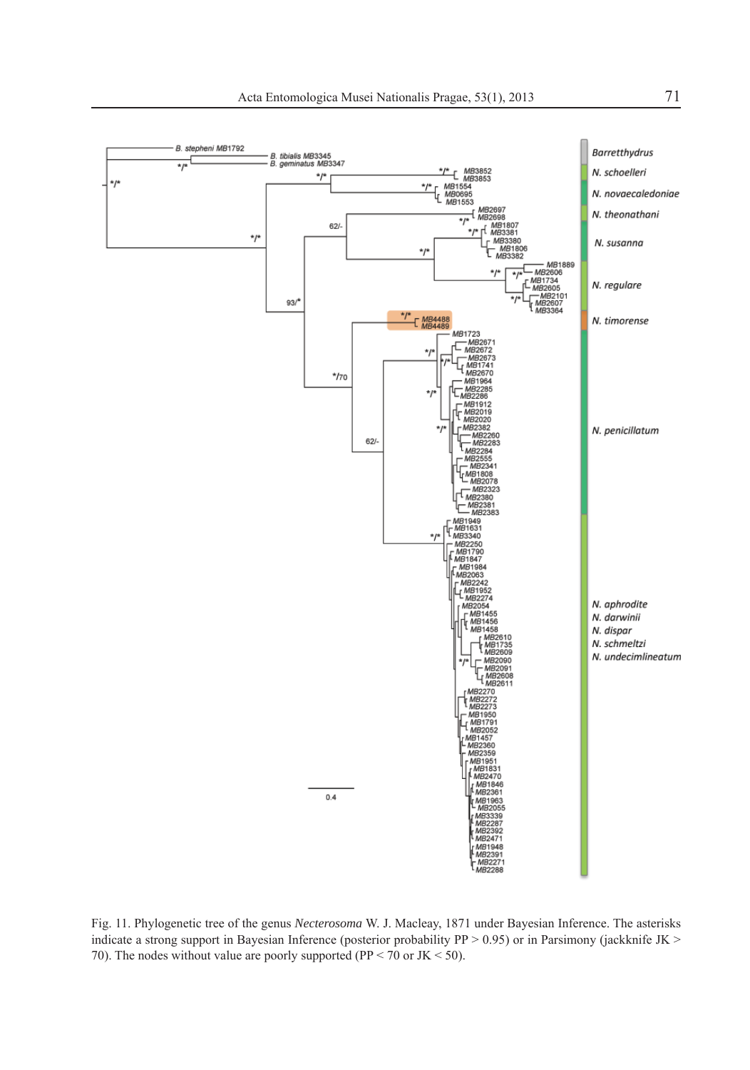Fig. 11. Phylogenetic tree of the genus *Necterosoma* W. J. Macleay, 1871 under Bayesian Inference. The asterisks indicate a strong support in Bayesian Inference (posterior probability PP > 0.95) or in Parsimony (jackknife JK > 70). The nodes without value are poorly supported (PP < 70 or JK < 50).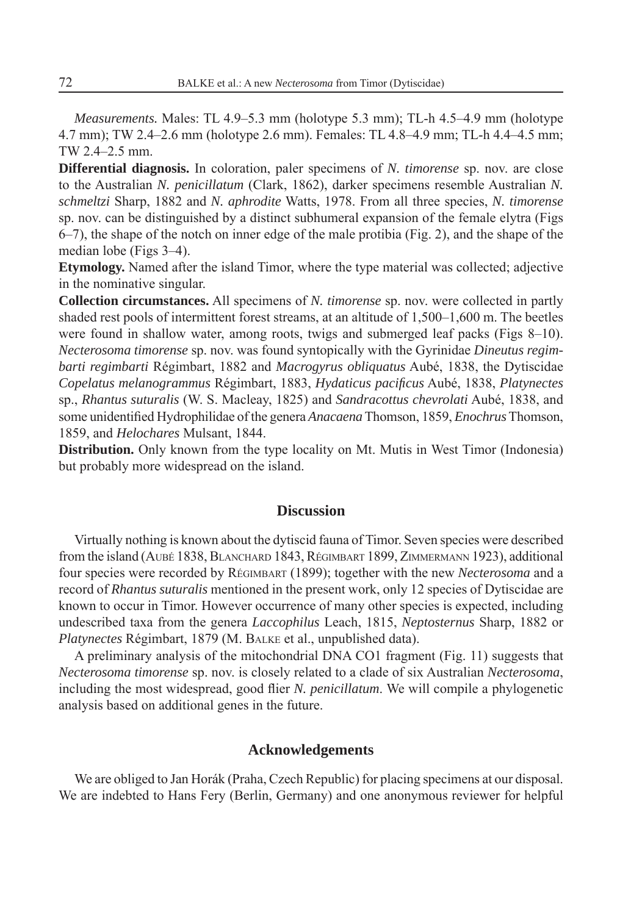*Measurements.* Males: TL 4.9–5.3 mm (holotype 5.3 mm); TL-h 4.5–4.9 mm (holotype 4.7 mm); TW 2.4–2.6 mm (holotype 2.6 mm). Females: TL 4.8–4.9 mm; TL-h 4.4–4.5 mm; TW 2.4–2.5 mm.

**Differential diagnosis.** In coloration, paler specimens of *N. timorense* sp. nov. are close to the Australian *N. penicillatum* (Clark, 1862), darker specimens resemble Australian *N. schmeltzi* Sharp, 1882 and *N. aphrodite* Watts, 1978. From all three species, *N. timorense* sp. nov. can be distinguished by a distinct subhumeral expansion of the female elytra (Figs 6–7), the shape of the notch on inner edge of the male protibia (Fig. 2), and the shape of the median lobe (Figs 3–4).

**Etymology.** Named after the island Timor, where the type material was collected; adjective in the nominative singular.

**Collection circumstances.** All specimens of *N. timorense* sp. nov. were collected in partly shaded rest pools of intermittent forest streams, at an altitude of 1,500–1,600 m. The beetles were found in shallow water, among roots, twigs and submerged leaf packs (Figs 8–10). *Necterosoma timorense* sp. nov. was found syntopically with the Gyrinidae *Dineutus regimbarti regimbarti* Régimbart, 1882 and *Macrogyrus obliquatus* Aubé, 1838, the Dytiscidae *Copelatus melanogrammus* Régimbart, 1883, *Hydaticus pacificus* Aubé, 1838, *Platynectes* sp., *Rhantus suturalis* (W. S. Macleay, 1825) and *Sandracottus chevrolati* Aubé, 1838, and some unidentified Hydrophilidae of the genera *Anacaena* Thomson, 1859, *Enochrus* Thomson, 1859, and *Helochares* Mulsant, 1844.

**Distribution.** Only known from the type locality on Mt. Mutis in West Timor (Indonesia) but probably more widespread on the island.

## Discussion

Virtually nothing is known about the dytiscid fauna of Timor. Seven species were described from the island (Aubé 1838, Blanchard 1843, Régimbart 1899, Zimmermann 1923), additional four species were recorded by Régimbart (1899); together with the new *Necterosoma* and a record of *Rhantus suturalis* mentioned in the present work, only 12 species of Dytiscidae are known to occur in Timor. However occurrence of many other species is expected, including undescribed taxa from the genera *Laccophilus* Leach, 1815, *Neptosternus* Sharp, 1882 or *Platynectes* Régimbart, 1879 (M. Balke et al., unpublished data).

A preliminary analysis of the mitochondrial DNA CO1 fragment (Fig. 11) suggests that *Necterosoma timorense* sp. nov. is closely related to a clade of six Australian *Necterosoma*, including the most widespread, good flier *N. penicillatum*. We will compile a phylogenetic analysis based on additional genes in the future.

## Acknowledgements

We are obliged to Jan Horák (Praha, Czech Republic) for placing specimens at our disposal. We are indebted to Hans Fery (Berlin, Germany) and one anonymous reviewer for helpful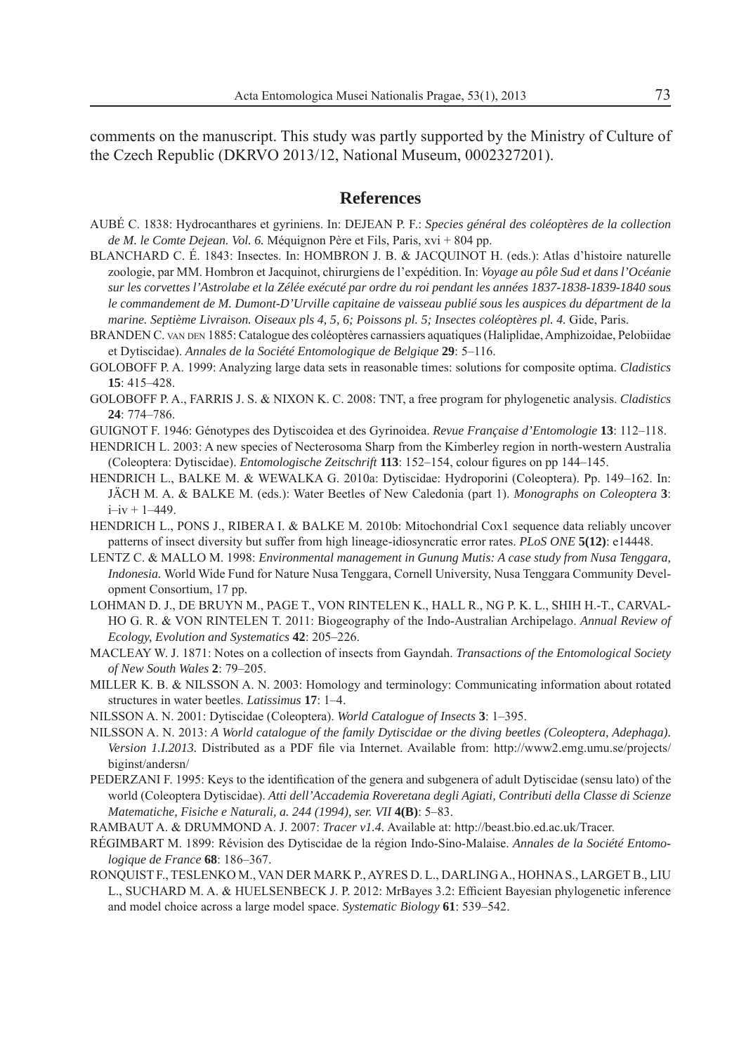comments on the manuscript. This study was partly supported by the Ministry of Culture of the Czech Republic (DKRVO 2013/12, National Museum, 0002327201).

## References

AUBÉ C. 1838: Hydrocanthares et gyriniens. In: DEJEAN P. F.: *Species général des coléoptères de la collection de M. le Comte Dejean. Vol. 6.* Méquignon Père et Fils, Paris, xvi + 804 pp.

BLANCHARD C. É. 1843: Insectes. In: HOMBRON J. B. & JACQUINOT H. (eds.): Atlas d'histoire naturelle zoologie, par MM. Hombron et Jacquinot, chirurgiens de l'expédition. In: *Voyage au pôle Sud et dans l'Océanie sur les corvettes l'Astrolabe et la Zélée exécuté par ordre du roi pendant les années 1837-1838-1839-1840 sous le commandement de M. Dumont-D'Urville capitaine de vaisseau publié sous les auspices du départment de la marine. Septième Livraison. Oiseaux pls 4, 5, 6; Poissons pl. 5; Insectes coléoptères pl. 4.* Gide, Paris.

BRANDEN C. VAN DEN 1885: Catalogue des coléoptères carnassiers aquatiques (Haliplidae, Amphizoidae, Pelobiidae et Dytiscidae). *Annales de la Société Entomologique de Belgique* **29**: 5–116.

GOLOBOFF P. A. 1999: Analyzing large data sets in reasonable times: solutions for composite optima. *Cladistics* **15**: 415–428.

GOLOBOFF P. A., FARRIS J. S. & NIXON K. C. 2008: TNT, a free program for phylogenetic analysis. *Cladistics* **24**: 774–786.

GUIGNOT F. 1946: Génotypes des Dytiscoidea et des Gyrinoidea. *Revue Française d'Entomologie* **13**: 112–118.

HENDRICH L. 2003: A new species of Necterosoma Sharp from the Kimberley region in north-western Australia (Coleoptera: Dytiscidae). *Entomologische Zeitschrift* **113**: 152–154, colour figures on pp 144–145.

HENDRICH L., BALKE M. & WEWALKA G. 2010a: Dytiscidae: Hydroporini (Coleoptera). Pp. 149–162. In: JÄCH M. A. & BALKE M. (eds.): Water Beetles of New Caledonia (part 1). *Monographs on Coleoptera* **3**: i–iv + 1–449.

HENDRICH L., PONS J., RIBERA I. & BALKE M. 2010b: Mitochondrial Cox1 sequence data reliably uncover patterns of insect diversity but suffer from high lineage-idiosyncratic error rates. *PLoS ONE* **5(12)**: e14448.

LENTZ C. & MALLO M. 1998: *Environmental management in Gunung Mutis: A case study from Nusa Tenggara, Indonesia.* World Wide Fund for Nature Nusa Tenggara, Cornell University, Nusa Tenggara Community Development Consortium, 17 pp.

LOHMAN D. J., DE BRUYN M., PAGE T., VON RINTELEN K., HALL R., NG P. K. L., SHIH H.-T., CARVALHO G. R. & VON RINTELEN T. 2011: Biogeography of the Indo-Australian Archipelago. *Annual Review of Ecology, Evolution and Systematics* **42**: 205–226.

MACLEAY W. J. 1871: Notes on a collection of insects from Gayndah. *Transactions of the Entomological Society of New South Wales* **2**: 79–205.

MILLER K. B. & NILSSON A. N. 2003: Homology and terminology: Communicating information about rotated structures in water beetles. *Latissimus* **17**: 1–4.

NILSSON A. N. 2001: Dytiscidae (Coleoptera). *World Catalogue of Insects* **3**: 1–395.

NILSSON A. N. 2013: *A World catalogue of the family Dytiscidae or the diving beetles (Coleoptera, Adephaga). Version 1.I.2013.* Distributed as a PDF file via Internet. Available from: http://www2.emg.umu.se/projects/biginst/andersn/

PEDERZANI F. 1995: Keys to the identification of the genera and subgenera of adult Dytiscidae (sensu lato) of the world (Coleoptera Dytiscidae). *Atti dell'Accademia Roveretana degli Agiati, Contributi della Classe di Scienze Matematiche, Fisiche e Naturali, a. 244 (1994), ser. VII* **4(B)**: 5–83.

RAMBAUT A. & DRUMMOND A. J. 2007: *Tracer v1.4.* Available at: http://beast.bio.ed.ac.uk/Tracer.

RÉGIMBART M. 1899: Révision des Dytiscidae de la région Indo-Sino-Malaise. *Annales de la Société Entomologique de France* **68**: 186–367.

RONQUIST F., TESLENKO M., VAN DER MARK P., AYRES D. L., DARLING A., HOHNA S., LARGET B., LIU L., SUCHARD M. A. & HUELSENBECK J. P. 2012: MrBayes 3.2: Efficient Bayesian phylogenetic inference and model choice across a large model space. *Systematic Biology* **61**: 539–542.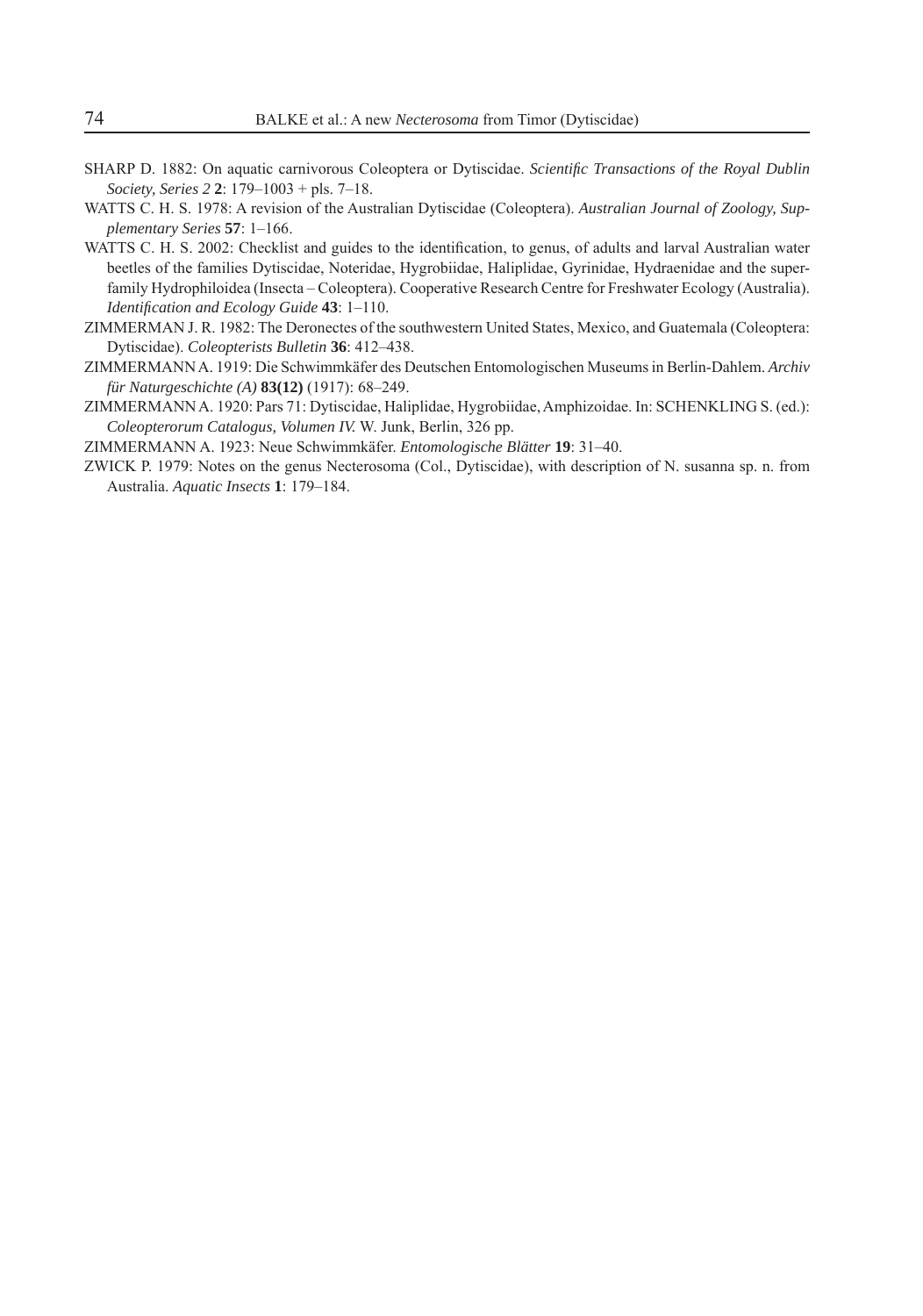SHARP D. 1882: On aquatic carnivorous Coleoptera or Dytiscidae. *Scientific Transactions of the Royal Dublin Society, Series 2* **2**: 179–1003 + pls. 7–18.

WATTS C. H. S. 1978: A revision of the Australian Dytiscidae (Coleoptera). *Australian Journal of Zoology, Supplementary Series* **57**: 1–166.

WATTS C. H. S. 2002: Checklist and guides to the identification, to genus, of adults and larval Australian water beetles of the families Dytiscidae, Noteridae, Hygrobiidae, Haliplidae, Gyrinidae, Hydraenidae and the superfamily Hydrophiloidea (Insecta – Coleoptera). Cooperative Research Centre for Freshwater Ecology (Australia). *Identification and Ecology Guide* **43**: 1–110.

ZIMMERMAN J. R. 1982: The Deronectes of the southwestern United States, Mexico, and Guatemala (Coleoptera: Dytiscidae). *Coleopterists Bulletin* **36**: 412–438.

ZIMMERMANN A. 1919: Die Schwimmkäfer des Deutschen Entomologischen Museums in Berlin-Dahlem. *Archiv für Naturgeschichte (A)* **83(12)** (1917): 68–249.

ZIMMERMANN A. 1920: Pars 71: Dytiscidae, Haliplidae, Hygrobiidae, Amphizoidae. In: SCHENKLING S. (ed.): *Coleopterorum Catalogus, Volumen IV.* W. Junk, Berlin, 326 pp.

ZIMMERMANN A. 1923: Neue Schwimmkäfer. *Entomologische Blätter* **19**: 31–40.

ZWICK P. 1979: Notes on the genus Necterosoma (Col., Dytiscidae), with description of N. susanna sp. n. from Australia. *Aquatic Insects* **1**: 179–184.